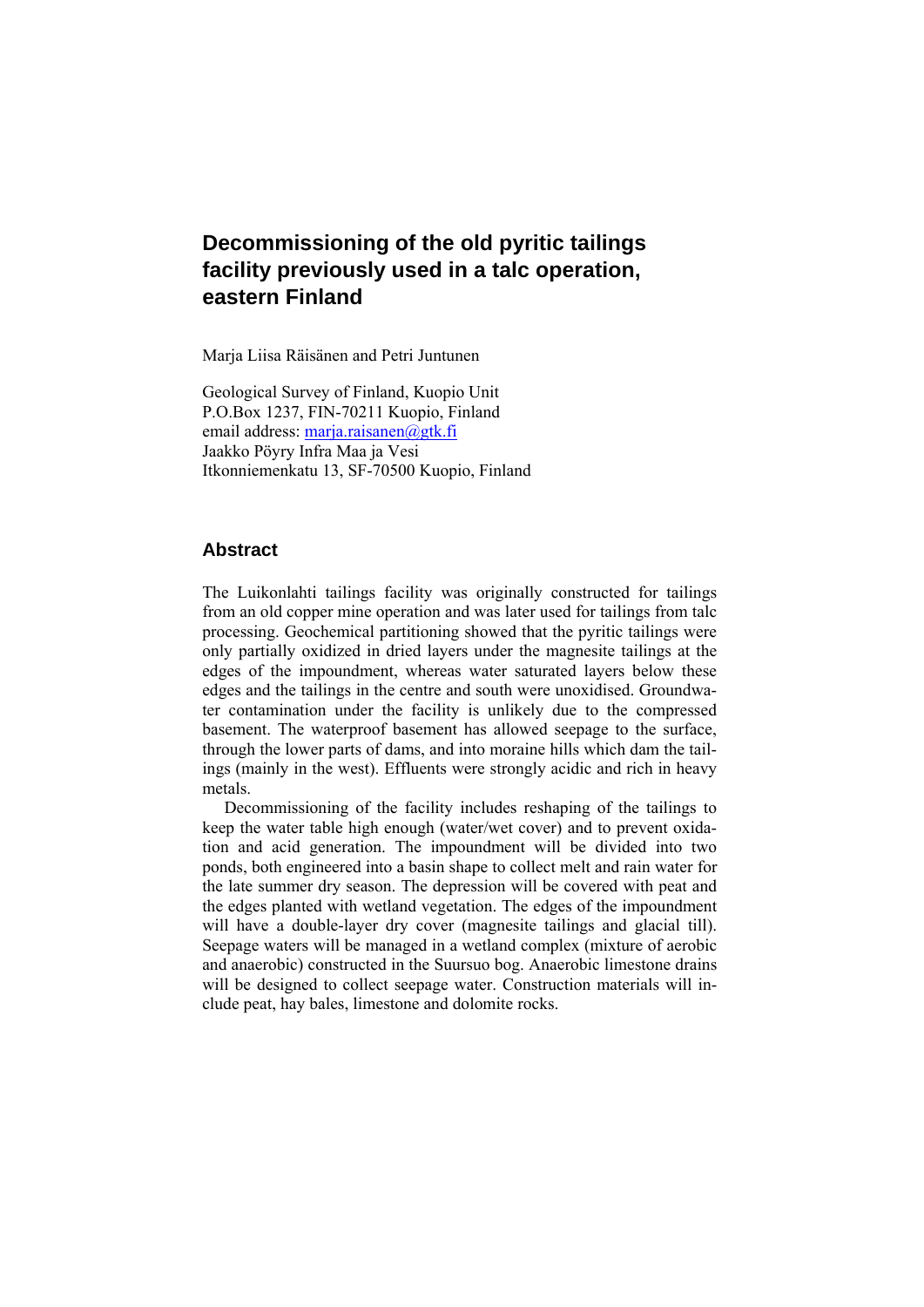# Decommissioning of the old pyritic tailings facility previously used in a talc operation, eastern Finland

Marja Liisa Räisänen and Petri Juntunen

Geological Survey of Finland, Kuopio Unit
P.O.Box 1237, FIN-70211 Kuopio, Finland
email address: marja.raisanen@gtk.fi
Jaakko Pöyry Infra Maa ja Vesi
Itkonniemenkatu 13, SF-70500 Kuopio, Finland

## Abstract

The Luikonlahti tailings facility was originally constructed for tailings from an old copper mine operation and was later used for tailings from talc processing. Geochemical partitioning showed that the pyritic tailings were only partially oxidized in dried layers under the magnesite tailings at the edges of the impoundment, whereas water saturated layers below these edges and the tailings in the centre and south were unoxidised. Groundwater contamination under the facility is unlikely due to the compressed basement. The waterproof basement has allowed seepage to the surface, through the lower parts of dams, and into moraine hills which dam the tailings (mainly in the west). Effluents were strongly acidic and rich in heavy metals.

Decommissioning of the facility includes reshaping of the tailings to keep the water table high enough (water/wet cover) and to prevent oxidation and acid generation. The impoundment will be divided into two ponds, both engineered into a basin shape to collect melt and rain water for the late summer dry season. The depression will be covered with peat and the edges planted with wetland vegetation. The edges of the impoundment will have a double-layer dry cover (magnesite tailings and glacial till). Seepage waters will be managed in a wetland complex (mixture of aerobic and anaerobic) constructed in the Suursuo bog. Anaerobic limestone drains will be designed to collect seepage water. Construction materials will include peat, hay bales, limestone and dolomite rocks.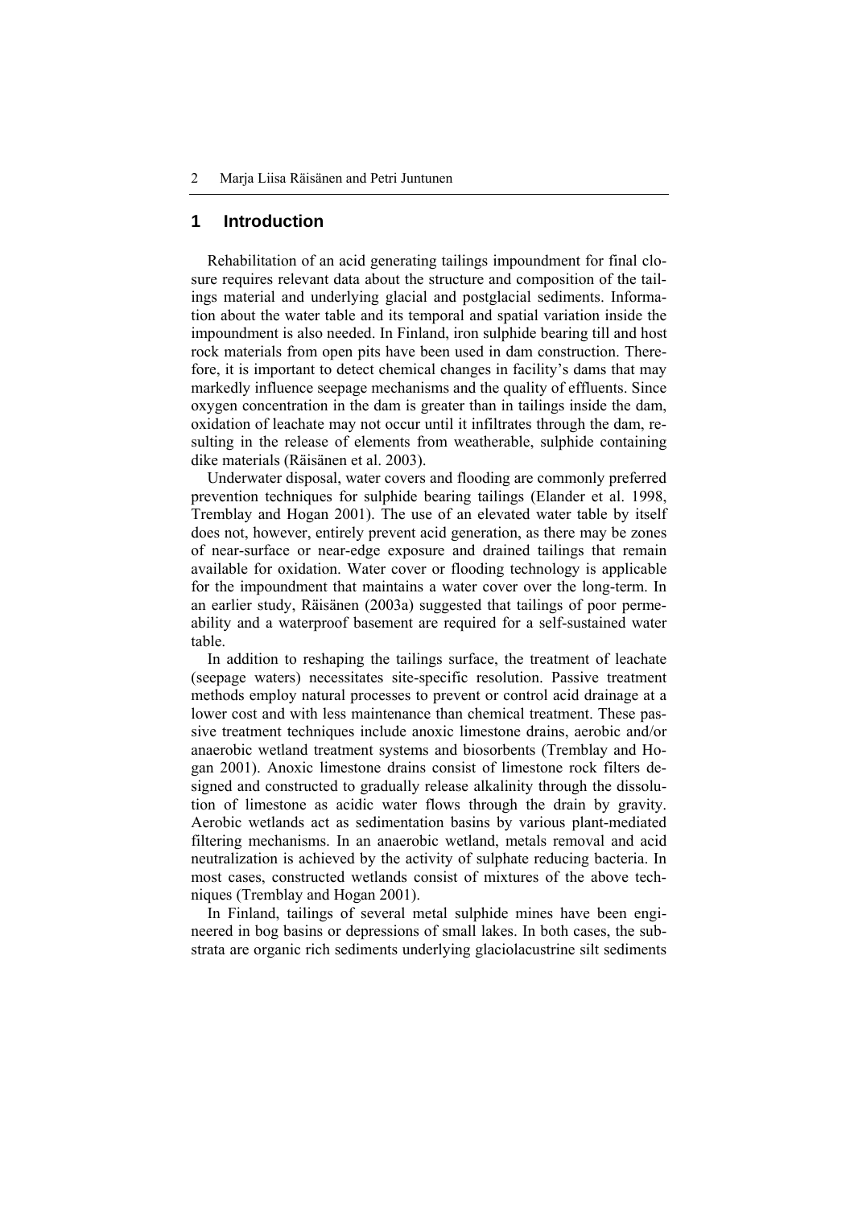## 1 Introduction

Rehabilitation of an acid generating tailings impoundment for final closure requires relevant data about the structure and composition of the tailings material and underlying glacial and postglacial sediments. Information about the water table and its temporal and spatial variation inside the impoundment is also needed. In Finland, iron sulphide bearing till and host rock materials from open pits have been used in dam construction. Therefore, it is important to detect chemical changes in facility's dams that may markedly influence seepage mechanisms and the quality of effluents. Since oxygen concentration in the dam is greater than in tailings inside the dam, oxidation of leachate may not occur until it infiltrates through the dam, resulting in the release of elements from weatherable, sulphide containing dike materials (Räisänen et al. 2003).

Underwater disposal, water covers and flooding are commonly preferred prevention techniques for sulphide bearing tailings (Elander et al. 1998, Tremblay and Hogan 2001). The use of an elevated water table by itself does not, however, entirely prevent acid generation, as there may be zones of near-surface or near-edge exposure and drained tailings that remain available for oxidation. Water cover or flooding technology is applicable for the impoundment that maintains a water cover over the long-term. In an earlier study, Räisänen (2003a) suggested that tailings of poor permeability and a waterproof basement are required for a self-sustained water table.

In addition to reshaping the tailings surface, the treatment of leachate (seepage waters) necessitates site-specific resolution. Passive treatment methods employ natural processes to prevent or control acid drainage at a lower cost and with less maintenance than chemical treatment. These passive treatment techniques include anoxic limestone drains, aerobic and/or anaerobic wetland treatment systems and biosorbents (Tremblay and Hogan 2001). Anoxic limestone drains consist of limestone rock filters designed and constructed to gradually release alkalinity through the dissolution of limestone as acidic water flows through the drain by gravity. Aerobic wetlands act as sedimentation basins by various plant-mediated filtering mechanisms. In an anaerobic wetland, metals removal and acid neutralization is achieved by the activity of sulphate reducing bacteria. In most cases, constructed wetlands consist of mixtures of the above techniques (Tremblay and Hogan 2001).

In Finland, tailings of several metal sulphide mines have been engineered in bog basins or depressions of small lakes. In both cases, the substrata are organic rich sediments underlying glaciolacustrine silt sediments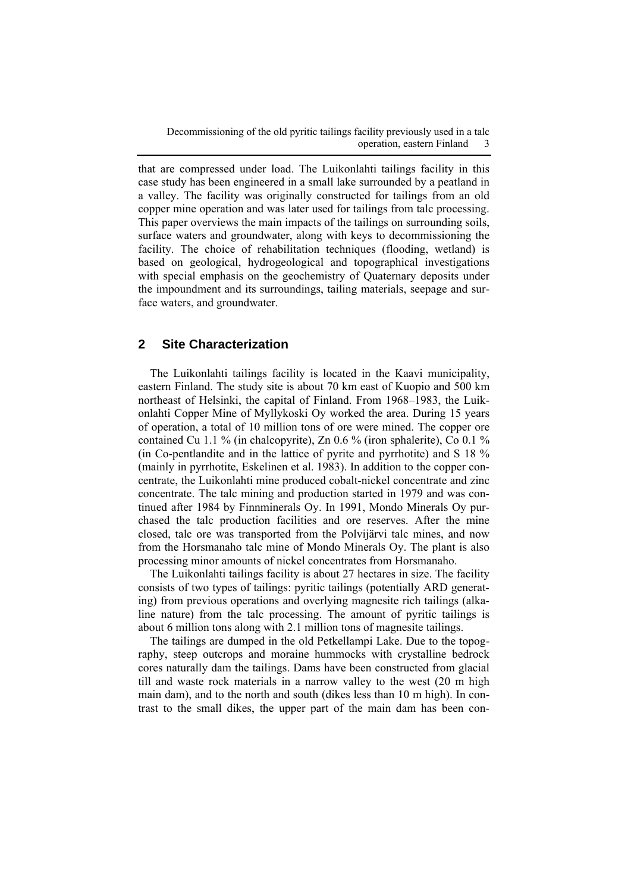that are compressed under load. The Luikonlahti tailings facility in this case study has been engineered in a small lake surrounded by a peatland in a valley. The facility was originally constructed for tailings from an old copper mine operation and was later used for tailings from talc processing. This paper overviews the main impacts of the tailings on surrounding soils, surface waters and groundwater, along with keys to decommissioning the facility. The choice of rehabilitation techniques (flooding, wetland) is based on geological, hydrogeological and topographical investigations with special emphasis on the geochemistry of Quaternary deposits under the impoundment and its surroundings, tailing materials, seepage and surface waters, and groundwater.

## 2 Site Characterization

The Luikonlahti tailings facility is located in the Kaavi municipality, eastern Finland. The study site is about 70 km east of Kuopio and 500 km northeast of Helsinki, the capital of Finland. From 1968–1983, the Luikonlahti Copper Mine of Myllykoski Oy worked the area. During 15 years of operation, a total of 10 million tons of ore were mined. The copper ore contained Cu 1.1 % (in chalcopyrite), Zn 0.6 % (iron sphalerite), Co 0.1 % (in Co-pentlandite and in the lattice of pyrite and pyrrhotite) and S 18 % (mainly in pyrrhotite, Eskelinen et al. 1983). In addition to the copper concentrate, the Luikonlahti mine produced cobalt-nickel concentrate and zinc concentrate. The talc mining and production started in 1979 and was continued after 1984 by Finnminerals Oy. In 1991, Mondo Minerals Oy purchased the talc production facilities and ore reserves. After the mine closed, talc ore was transported from the Polvijärvi talc mines, and now from the Horsmanaho talc mine of Mondo Minerals Oy. The plant is also processing minor amounts of nickel concentrates from Horsmanaho.

The Luikonlahti tailings facility is about 27 hectares in size. The facility consists of two types of tailings: pyritic tailings (potentially ARD generating) from previous operations and overlying magnesite rich tailings (alkaline nature) from the talc processing. The amount of pyritic tailings is about 6 million tons along with 2.1 million tons of magnesite tailings.

The tailings are dumped in the old Petkellampi Lake. Due to the topography, steep outcrops and moraine hummocks with crystalline bedrock cores naturally dam the tailings. Dams have been constructed from glacial till and waste rock materials in a narrow valley to the west (20 m high main dam), and to the north and south (dikes less than 10 m high). In contrast to the small dikes, the upper part of the main dam has been con-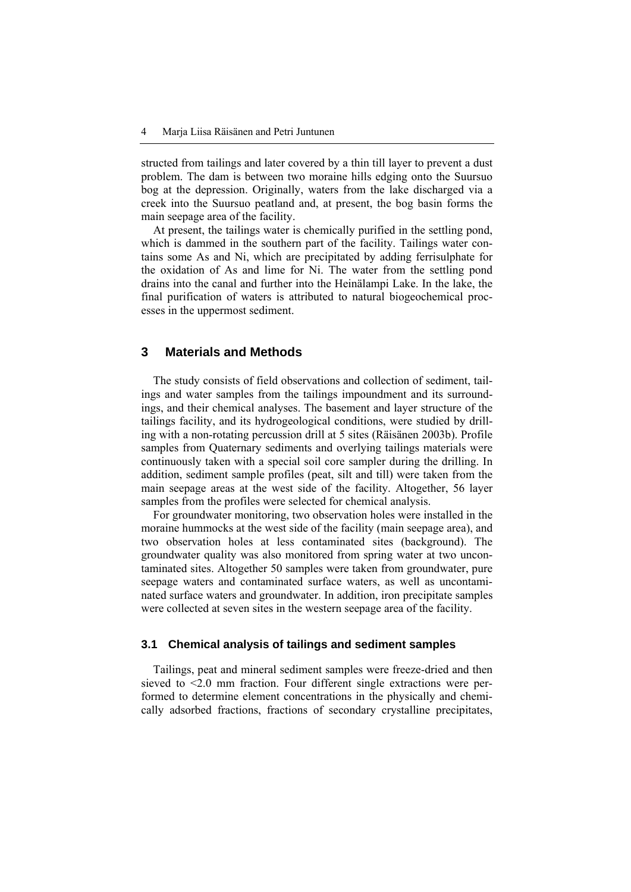structed from tailings and later covered by a thin till layer to prevent a dust problem. The dam is between two moraine hills edging onto the Suursuo bog at the depression. Originally, waters from the lake discharged via a creek into the Suursuo peatland and, at present, the bog basin forms the main seepage area of the facility.

At present, the tailings water is chemically purified in the settling pond, which is dammed in the southern part of the facility. Tailings water contains some As and Ni, which are precipitated by adding ferrisulphate for the oxidation of As and lime for Ni. The water from the settling pond drains into the canal and further into the Heinälampi Lake. In the lake, the final purification of waters is attributed to natural biogeochemical processes in the uppermost sediment.

## 3 Materials and Methods

The study consists of field observations and collection of sediment, tailings and water samples from the tailings impoundment and its surroundings, and their chemical analyses. The basement and layer structure of the tailings facility, and its hydrogeological conditions, were studied by drilling with a non-rotating percussion drill at 5 sites (Räisänen 2003b). Profile samples from Quaternary sediments and overlying tailings materials were continuously taken with a special soil core sampler during the drilling. In addition, sediment sample profiles (peat, silt and till) were taken from the main seepage areas at the west side of the facility. Altogether, 56 layer samples from the profiles were selected for chemical analysis.

For groundwater monitoring, two observation holes were installed in the moraine hummocks at the west side of the facility (main seepage area), and two observation holes at less contaminated sites (background). The groundwater quality was also monitored from spring water at two uncontaminated sites. Altogether 50 samples were taken from groundwater, pure seepage waters and contaminated surface waters, as well as uncontaminated surface waters and groundwater. In addition, iron precipitate samples were collected at seven sites in the western seepage area of the facility.

### 3.1 Chemical analysis of tailings and sediment samples

Tailings, peat and mineral sediment samples were freeze-dried and then sieved to <2.0 mm fraction. Four different single extractions were performed to determine element concentrations in the physically and chemically adsorbed fractions, fractions of secondary crystalline precipitates,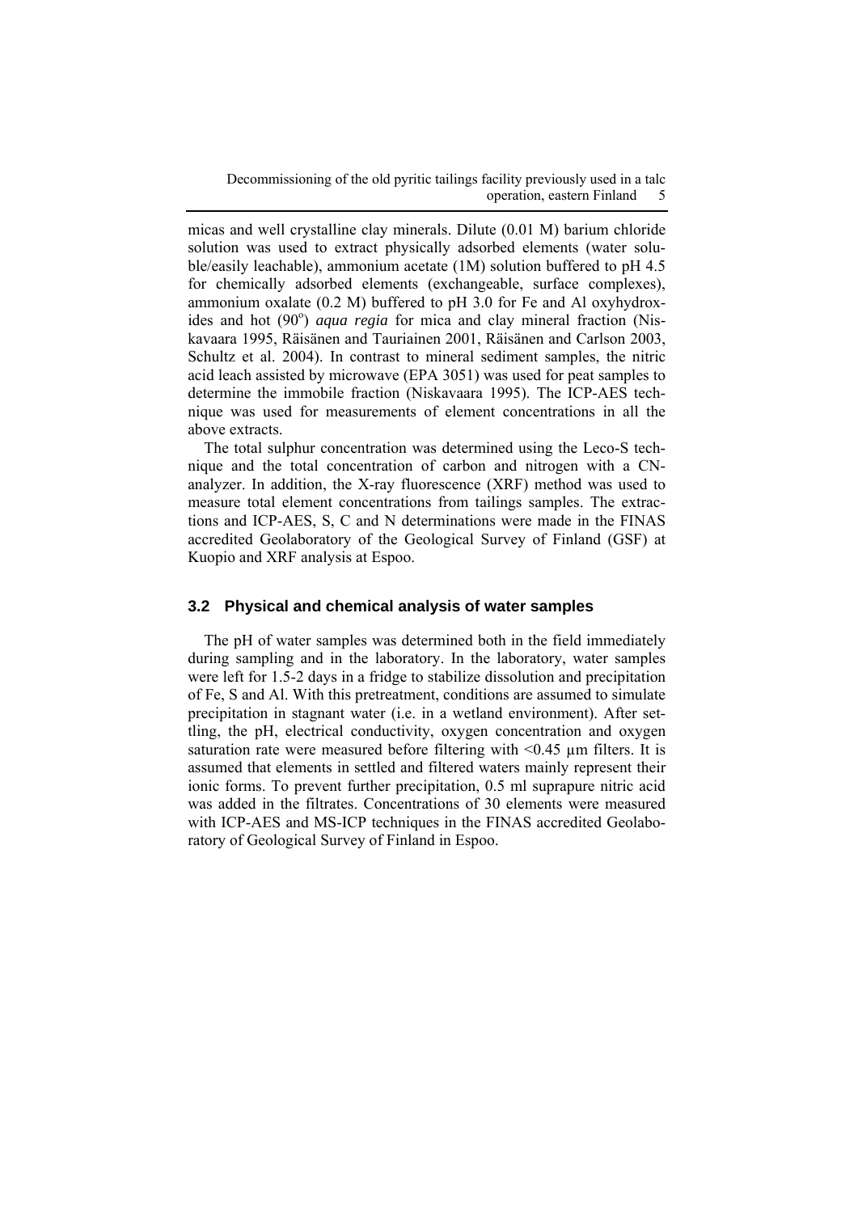micas and well crystalline clay minerals. Dilute (0.01 M) barium chloride solution was used to extract physically adsorbed elements (water soluble/easily leachable), ammonium acetate (1M) solution buffered to pH 4.5 for chemically adsorbed elements (exchangeable, surface complexes), ammonium oxalate (0.2 M) buffered to pH 3.0 for Fe and Al oxyhydroxides and hot ($90^o$) *aqua regia* for mica and clay mineral fraction (Niskavaara 1995, Räisänen and Tauriainen 2001, Räisänen and Carlson 2003, Schultz et al. 2004). In contrast to mineral sediment samples, the nitric acid leach assisted by microwave (EPA 3051) was used for peat samples to determine the immobile fraction (Niskavaara 1995). The ICP-AES technique was used for measurements of element concentrations in all the above extracts.

The total sulphur concentration was determined using the Leco-S technique and the total concentration of carbon and nitrogen with a CN-analyzer. In addition, the X-ray fluorescence (XRF) method was used to measure total element concentrations from tailings samples. The extractions and ICP-AES, S, C and N determinations were made in the FINAS accredited Geolaboratory of the Geological Survey of Finland (GSF) at Kuopio and XRF analysis at Espoo.

### 3.2 Physical and chemical analysis of water samples

The pH of water samples was determined both in the field immediately during sampling and in the laboratory. In the laboratory, water samples were left for 1.5-2 days in a fridge to stabilize dissolution and precipitation of Fe, S and Al. With this pretreatment, conditions are assumed to simulate precipitation in stagnant water (i.e. in a wetland environment). After settling, the pH, electrical conductivity, oxygen concentration and oxygen saturation rate were measured before filtering with <0.45 µm filters. It is assumed that elements in settled and filtered waters mainly represent their ionic forms. To prevent further precipitation, 0.5 ml suprapure nitric acid was added in the filtrates. Concentrations of 30 elements were measured with ICP-AES and MS-ICP techniques in the FINAS accredited Geolaboratory of Geological Survey of Finland in Espoo.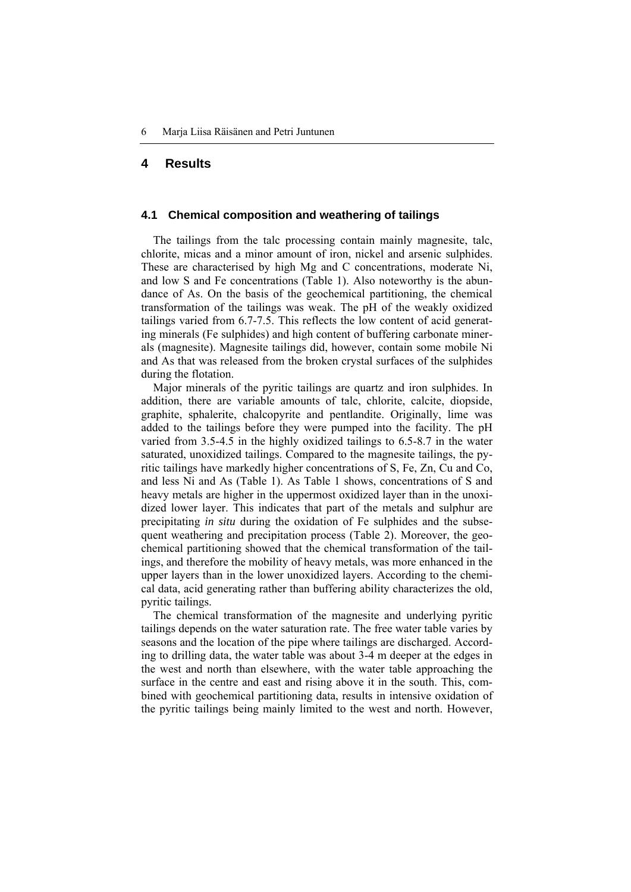# 4 Results

## 4.1 Chemical composition and weathering of tailings

The tailings from the talc processing contain mainly magnesite, talc, chlorite, micas and a minor amount of iron, nickel and arsenic sulphides. These are characterised by high Mg and C concentrations, moderate Ni, and low S and Fe concentrations (Table 1). Also noteworthy is the abundance of As. On the basis of the geochemical partitioning, the chemical transformation of the tailings was weak. The pH of the weakly oxidized tailings varied from 6.7-7.5. This reflects the low content of acid generating minerals (Fe sulphides) and high content of buffering carbonate minerals (magnesite). Magnesite tailings did, however, contain some mobile Ni and As that was released from the broken crystal surfaces of the sulphides during the flotation.

Major minerals of the pyritic tailings are quartz and iron sulphides. In addition, there are variable amounts of talc, chlorite, calcite, diopside, graphite, sphalerite, chalcopyrite and pentlandite. Originally, lime was added to the tailings before they were pumped into the facility. The pH varied from 3.5-4.5 in the highly oxidized tailings to 6.5-8.7 in the water saturated, unoxidized tailings. Compared to the magnesite tailings, the pyritic tailings have markedly higher concentrations of S, Fe, Zn, Cu and Co, and less Ni and As (Table 1). As Table 1 shows, concentrations of S and heavy metals are higher in the uppermost oxidized layer than in the unoxidized lower layer. This indicates that part of the metals and sulphur are precipitating *in situ* during the oxidation of Fe sulphides and the subsequent weathering and precipitation process (Table 2). Moreover, the geochemical partitioning showed that the chemical transformation of the tailings, and therefore the mobility of heavy metals, was more enhanced in the upper layers than in the lower unoxidized layers. According to the chemical data, acid generating rather than buffering ability characterizes the old, pyritic tailings.

The chemical transformation of the magnesite and underlying pyritic tailings depends on the water saturation rate. The free water table varies by seasons and the location of the pipe where tailings are discharged. According to drilling data, the water table was about 3-4 m deeper at the edges in the west and north than elsewhere, with the water table approaching the surface in the centre and east and rising above it in the south. This, combined with geochemical partitioning data, results in intensive oxidation of the pyritic tailings being mainly limited to the west and north. However,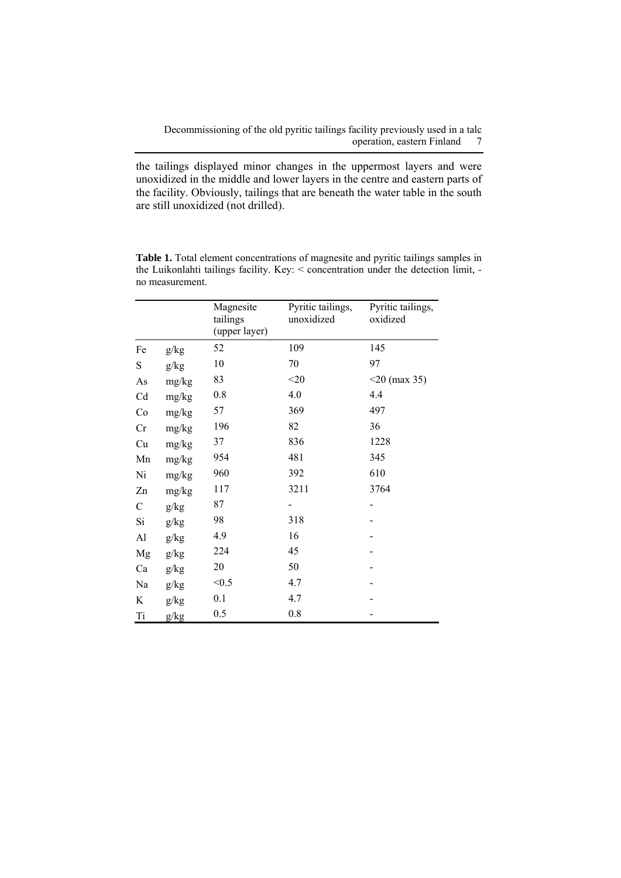the tailings displayed minor changes in the uppermost layers and were unoxidized in the middle and lower layers in the centre and eastern parts of the facility. Obviously, tailings that are beneath the water table in the south are still unoxidized (not drilled).

**Table 1.** Total element concentrations of magnesite and pyritic tailings samples in the Luikonlahti tailings facility. Key: < concentration under the detection limit, - no measurement.

| | | Magnesite tailings (upper layer) | Pyritic tailings, unoxidized | Pyritic tailings, oxidized |
|---|---|---|---|---|
| Fe | g/kg | 52 | 109 | 145 |
| S | g/kg | 10 | 70 | 97 |
| As | mg/kg | 83 | <20 | <20 (max 35) |
| Cd | mg/kg | 0.8 | 4.0 | 4.4 |
| Co | mg/kg | 57 | 369 | 497 |
| Cr | mg/kg | 196 | 82 | 36 |
| Cu | mg/kg | 37 | 836 | 1228 |
| Mn | mg/kg | 954 | 481 | 345 |
| Ni | mg/kg | 960 | 392 | 610 |
| Zn | mg/kg | 117 | 3211 | 3764 |
| C | g/kg | 87 | - | - |
| Si | g/kg | 98 | 318 | - |
| Al | g/kg | 4.9 | 16 | - |
| Mg | g/kg | 224 | 45 | - |
| Ca | g/kg | 20 | 50 | - |
| Na | g/kg | <0.5 | 4.7 | - |
| K | g/kg | 0.1 | 4.7 | - |
| Ti | g/kg | 0.5 | 0.8 | - |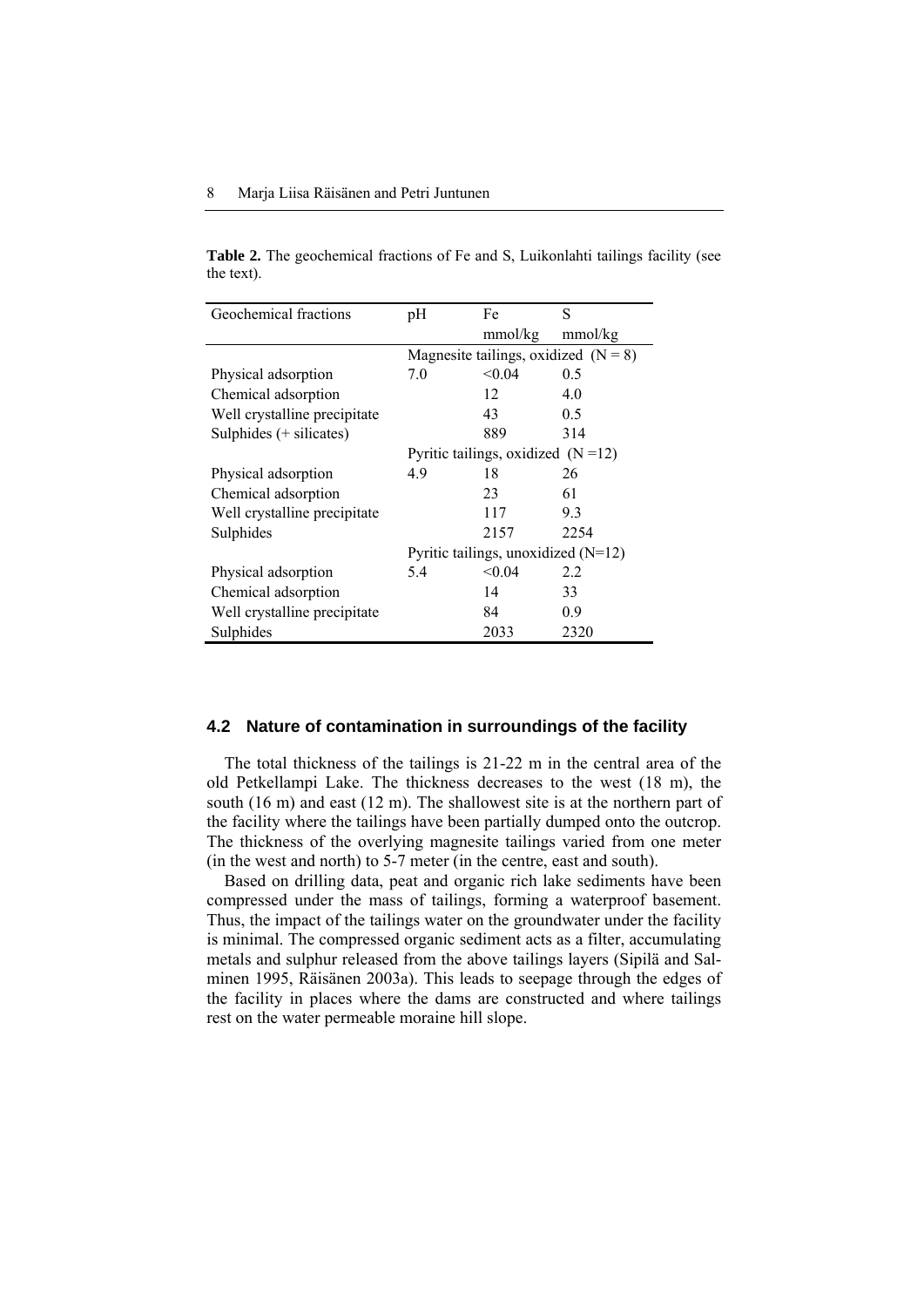**Table 2.** The geochemical fractions of Fe and S, Luikonlahti tailings facility (see the text).

| Geochemical fractions | pH | Fe mmol/kg | S mmol/kg |
|---|---|---|---|
| | Magnesite tailings, oxidized (N = 8) | | |
| Physical adsorption | 7.0 | <0.04 | 0.5 |
| Chemical adsorption | | 12 | 4.0 |
| Well crystalline precipitate | | 43 | 0.5 |
| Sulphides (+ silicates) | | 889 | 314 |
| | Pyritic tailings, oxidized (N =12) | | |
| Physical adsorption | 4.9 | 18 | 26 |
| Chemical adsorption | | 23 | 61 |
| Well crystalline precipitate | | 117 | 9.3 |
| Sulphides | | 2157 | 2254 |
| | Pyritic tailings, unoxidized (N=12) | | |
| Physical adsorption | 5.4 | <0.04 | 2.2 |
| Chemical adsorption | | 14 | 33 |
| Well crystalline precipitate | | 84 | 0.9 |
| Sulphides | | 2033 | 2320 |

## 4.2 Nature of contamination in surroundings of the facility

The total thickness of the tailings is 21-22 m in the central area of the old Petkellampi Lake. The thickness decreases to the west (18 m), the south (16 m) and east (12 m). The shallowest site is at the northern part of the facility where the tailings have been partially dumped onto the outcrop. The thickness of the overlying magnesite tailings varied from one meter (in the west and north) to 5-7 meter (in the centre, east and south).

Based on drilling data, peat and organic rich lake sediments have been compressed under the mass of tailings, forming a waterproof basement. Thus, the impact of the tailings water on the groundwater under the facility is minimal. The compressed organic sediment acts as a filter, accumulating metals and sulphur released from the above tailings layers (Sipilä and Salminen 1995, Räisänen 2003a). This leads to seepage through the edges of the facility in places where the dams are constructed and where tailings rest on the water permeable moraine hill slope.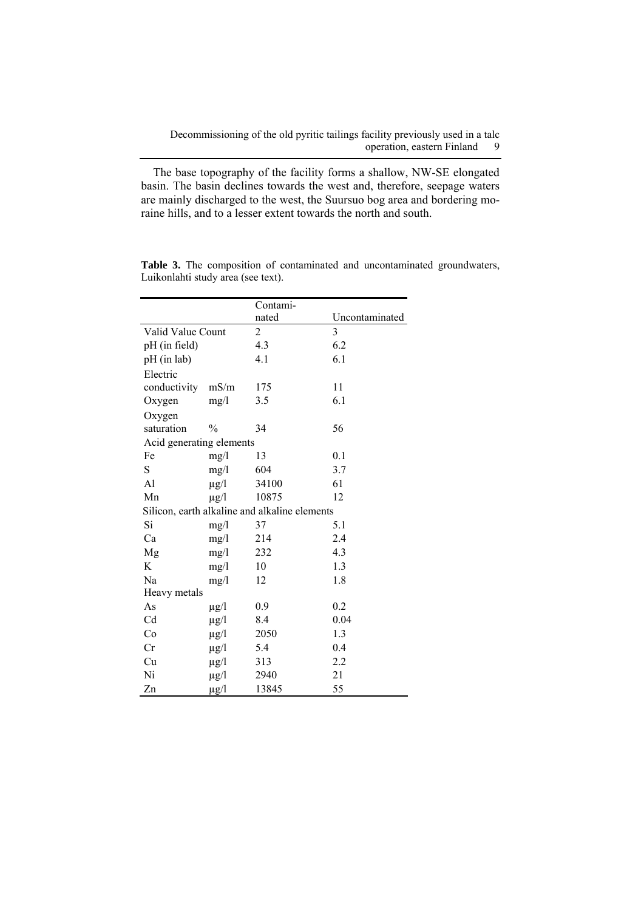The base topography of the facility forms a shallow, NW-SE elongated basin. The basin declines towards the west and, therefore, seepage waters are mainly discharged to the west, the Suursuo bog area and bordering moraine hills, and to a lesser extent towards the north and south.

**Table 3.** The composition of contaminated and uncontaminated groundwaters, Luikonlahti study area (see text).

| | | Contaminated | Uncontaminated |
|---|---|---|---|
| Valid Value Count | | 2 | 3 |
| pH (in field) | | 4.3 | 6.2 |
| pH (in lab) | | 4.1 | 6.1 |
| Electric conductivity | mS/m | 175 | 11 |
| Oxygen | mg/l | 3.5 | 6.1 |
| Oxygen saturation | % | 34 | 56 |
| Acid generating elements | | | |
| Fe | mg/l | 13 | 0.1 |
| S | mg/l | 604 | 3.7 |
| Al | µg/l | 34100 | 61 |
| Mn | µg/l | 10875 | 12 |
| Silicon, earth alkaline and alkaline elements | | | |
| Si | mg/l | 37 | 5.1 |
| Ca | mg/l | 214 | 2.4 |
| Mg | mg/l | 232 | 4.3 |
| K | mg/l | 10 | 1.3 |
| Na | mg/l | 12 | 1.8 |
| Heavy metals | | | |
| As | µg/l | 0.9 | 0.2 |
| Cd | µg/l | 8.4 | 0.04 |
| Co | µg/l | 2050 | 1.3 |
| Cr | µg/l | 5.4 | 0.4 |
| Cu | µg/l | 313 | 2.2 |
| Ni | µg/l | 2940 | 21 |
| Zn | µg/l | 13845 | 55 |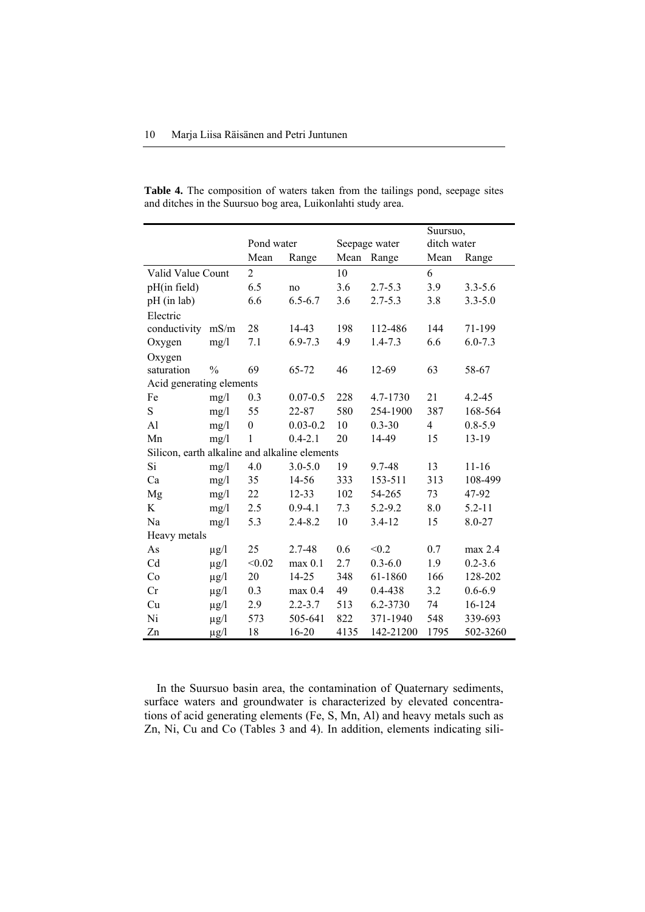**Table 4.** The composition of waters taken from the tailings pond, seepage sites and ditches in the Suursuo bog area, Luikonlahti study area.

| | | Pond water | | Seepage water | | Suursuo, ditch water | |
|---|---|---|---|---|---|---|---|
| | | Mean | Range | Mean | Range | Mean | Range |
| Valid Value Count | | 2 | | 10 | | 6 | |
| pH(in field) | | 6.5 | no | 3.6 | 2.7-5.3 | 3.9 | 3.3-5.6 |
| pH (in lab) | | 6.6 | 6.5-6.7 | 3.6 | 2.7-5.3 | 3.8 | 3.3-5.0 |
| Electric conductivity | mS/m | 28 | 14-43 | 198 | 112-486 | 144 | 71-199 |
| Oxygen | mg/l | 7.1 | 6.9-7.3 | 4.9 | 1.4-7.3 | 6.6 | 6.0-7.3 |
| Oxygen saturation | % | 69 | 65-72 | 46 | 12-69 | 63 | 58-67 |
| Acid generating elements | | | | | | | |
| Fe | mg/l | 0.3 | 0.07-0.5 | 228 | 4.7-1730 | 21 | 4.2-45 |
| S | mg/l | 55 | 22-87 | 580 | 254-1900 | 387 | 168-564 |
| Al | mg/l | 0 | 0.03-0.2 | 10 | 0.3-30 | 4 | 0.8-5.9 |
| Mn | mg/l | 1 | 0.4-2.1 | 20 | 14-49 | 15 | 13-19 |
| Silicon, earth alkaline and alkaline elements | | | | | | | |
| Si | mg/l | 4.0 | 3.0-5.0 | 19 | 9.7-48 | 13 | 11-16 |
| Ca | mg/l | 35 | 14-56 | 333 | 153-511 | 313 | 108-499 |
| Mg | mg/l | 22 | 12-33 | 102 | 54-265 | 73 | 47-92 |
| K | mg/l | 2.5 | 0.9-4.1 | 7.3 | 5.2-9.2 | 8.0 | 5.2-11 |
| Na | mg/l | 5.3 | 2.4-8.2 | 10 | 3.4-12 | 15 | 8.0-27 |
| Heavy metals | | | | | | | |
| As | µg/l | 25 | 2.7-48 | 0.6 | <0.2 | 0.7 | max 2.4 |
| Cd | µg/l | <0.02 | max 0.1 | 2.7 | 0.3-6.0 | 1.9 | 0.2-3.6 |
| Co | µg/l | 20 | 14-25 | 348 | 61-1860 | 166 | 128-202 |
| Cr | µg/l | 0.3 | max 0.4 | 49 | 0.4-438 | 3.2 | 0.6-6.9 |
| Cu | µg/l | 2.9 | 2.2-3.7 | 513 | 6.2-3730 | 74 | 16-124 |
| Ni | µg/l | 573 | 505-641 | 822 | 371-1940 | 548 | 339-693 |
| Zn | µg/l | 18 | 16-20 | 4135 | 142-21200 | 1795 | 502-3260 |

In the Suursuo basin area, the contamination of Quaternary sediments, surface waters and groundwater is characterized by elevated concentrations of acid generating elements (Fe, S, Mn, Al) and heavy metals such as Zn, Ni, Cu and Co (Tables 3 and 4). In addition, elements indicating sili-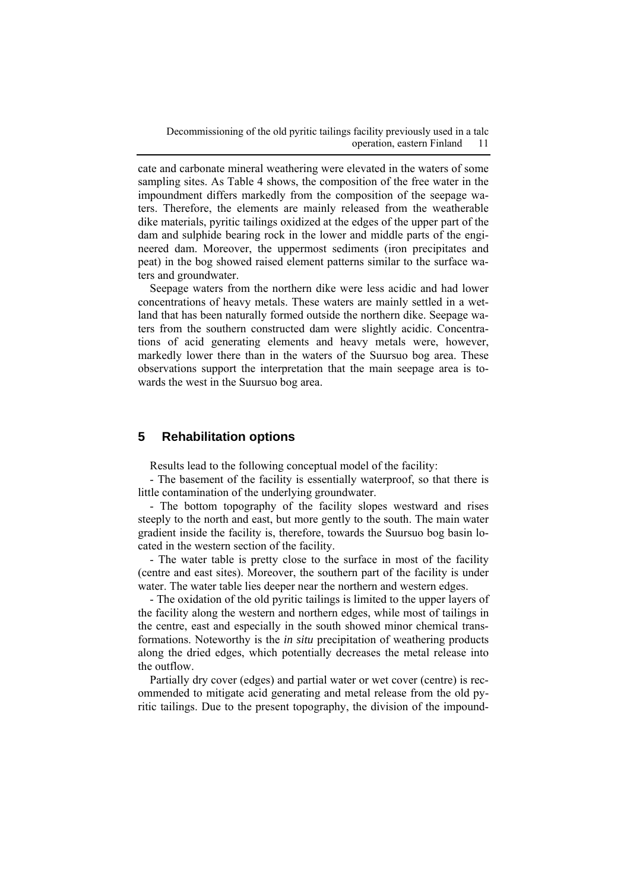cate and carbonate mineral weathering were elevated in the waters of some sampling sites. As Table 4 shows, the composition of the free water in the impoundment differs markedly from the composition of the seepage waters. Therefore, the elements are mainly released from the weatherable dike materials, pyritic tailings oxidized at the edges of the upper part of the dam and sulphide bearing rock in the lower and middle parts of the engineered dam. Moreover, the uppermost sediments (iron precipitates and peat) in the bog showed raised element patterns similar to the surface waters and groundwater.

Seepage waters from the northern dike were less acidic and had lower concentrations of heavy metals. These waters are mainly settled in a wetland that has been naturally formed outside the northern dike. Seepage waters from the southern constructed dam were slightly acidic. Concentrations of acid generating elements and heavy metals were, however, markedly lower there than in the waters of the Suursuo bog area. These observations support the interpretation that the main seepage area is towards the west in the Suursuo bog area.

## 5 Rehabilitation options

Results lead to the following conceptual model of the facility:

- The basement of the facility is essentially waterproof, so that there is little contamination of the underlying groundwater.

- The bottom topography of the facility slopes westward and rises steeply to the north and east, but more gently to the south. The main water gradient inside the facility is, therefore, towards the Suursuo bog basin located in the western section of the facility.

- The water table is pretty close to the surface in most of the facility (centre and east sites). Moreover, the southern part of the facility is under water. The water table lies deeper near the northern and western edges.

- The oxidation of the old pyritic tailings is limited to the upper layers of the facility along the western and northern edges, while most of tailings in the centre, east and especially in the south showed minor chemical transformations. Noteworthy is the *in situ* precipitation of weathering products along the dried edges, which potentially decreases the metal release into the outflow.

Partially dry cover (edges) and partial water or wet cover (centre) is recommended to mitigate acid generating and metal release from the old pyritic tailings. Due to the present topography, the division of the impound-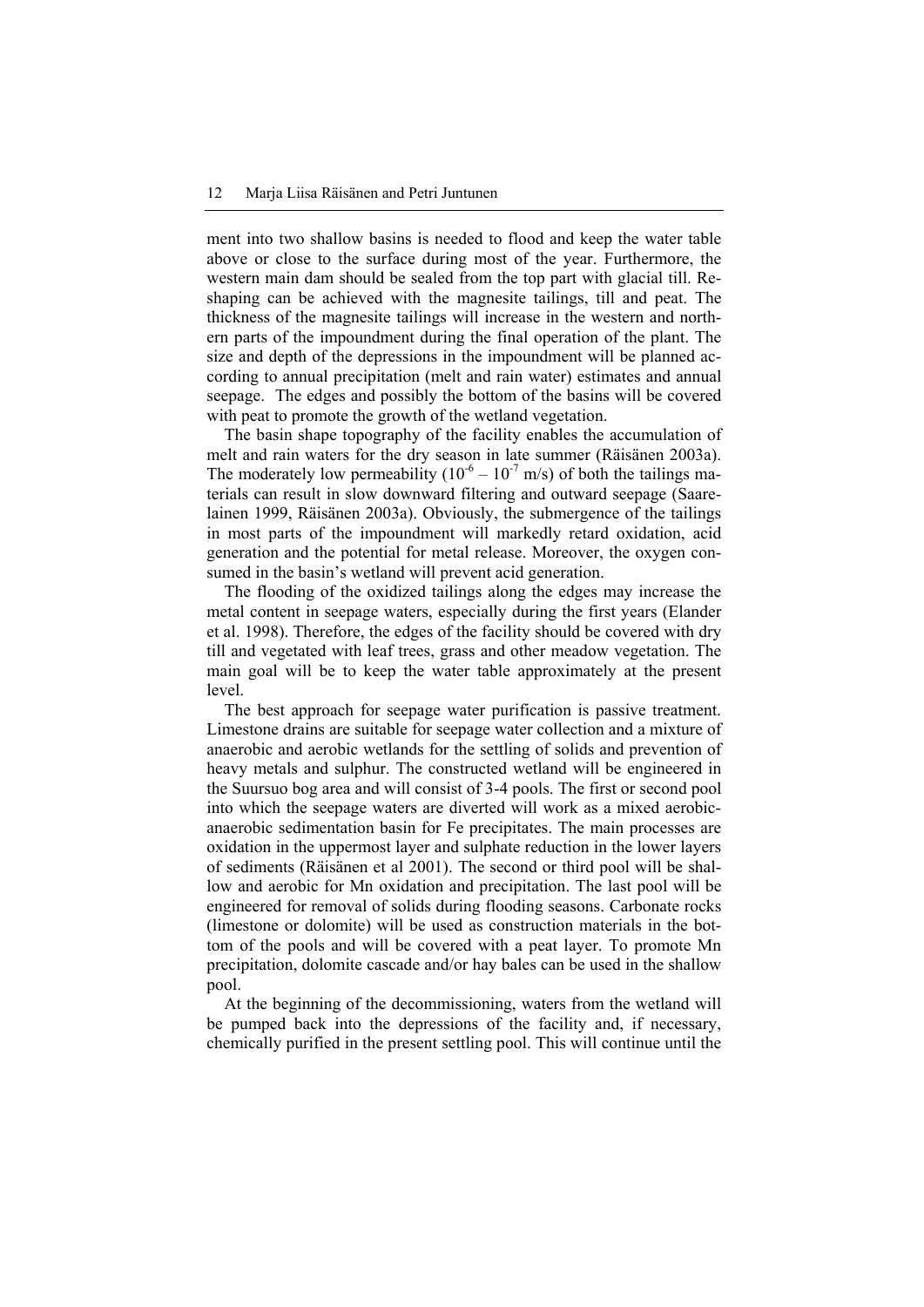ment into two shallow basins is needed to flood and keep the water table above or close to the surface during most of the year. Furthermore, the western main dam should be sealed from the top part with glacial till. Reshaping can be achieved with the magnesite tailings, till and peat. The thickness of the magnesite tailings will increase in the western and northern parts of the impoundment during the final operation of the plant. The size and depth of the depressions in the impoundment will be planned according to annual precipitation (melt and rain water) estimates and annual seepage. The edges and possibly the bottom of the basins will be covered with peat to promote the growth of the wetland vegetation.

The basin shape topography of the facility enables the accumulation of melt and rain waters for the dry season in late summer (Räisänen 2003a). The moderately low permeability ($10^{-6} – 10^{-7}$ m/s) of both the tailings materials can result in slow downward filtering and outward seepage (Saarelainen 1999, Räisänen 2003a). Obviously, the submergence of the tailings in most parts of the impoundment will markedly retard oxidation, acid generation and the potential for metal release. Moreover, the oxygen consumed in the basin's wetland will prevent acid generation.

The flooding of the oxidized tailings along the edges may increase the metal content in seepage waters, especially during the first years (Elander et al. 1998). Therefore, the edges of the facility should be covered with dry till and vegetated with leaf trees, grass and other meadow vegetation. The main goal will be to keep the water table approximately at the present level.

The best approach for seepage water purification is passive treatment. Limestone drains are suitable for seepage water collection and a mixture of anaerobic and aerobic wetlands for the settling of solids and prevention of heavy metals and sulphur. The constructed wetland will be engineered in the Suursuo bog area and will consist of 3-4 pools. The first or second pool into which the seepage waters are diverted will work as a mixed aerobic-anaerobic sedimentation basin for Fe precipitates. The main processes are oxidation in the uppermost layer and sulphate reduction in the lower layers of sediments (Räisänen et al 2001). The second or third pool will be shallow and aerobic for Mn oxidation and precipitation. The last pool will be engineered for removal of solids during flooding seasons. Carbonate rocks (limestone or dolomite) will be used as construction materials in the bottom of the pools and will be covered with a peat layer. To promote Mn precipitation, dolomite cascade and/or hay bales can be used in the shallow pool.

At the beginning of the decommissioning, waters from the wetland will be pumped back into the depressions of the facility and, if necessary, chemically purified in the present settling pool. This will continue until the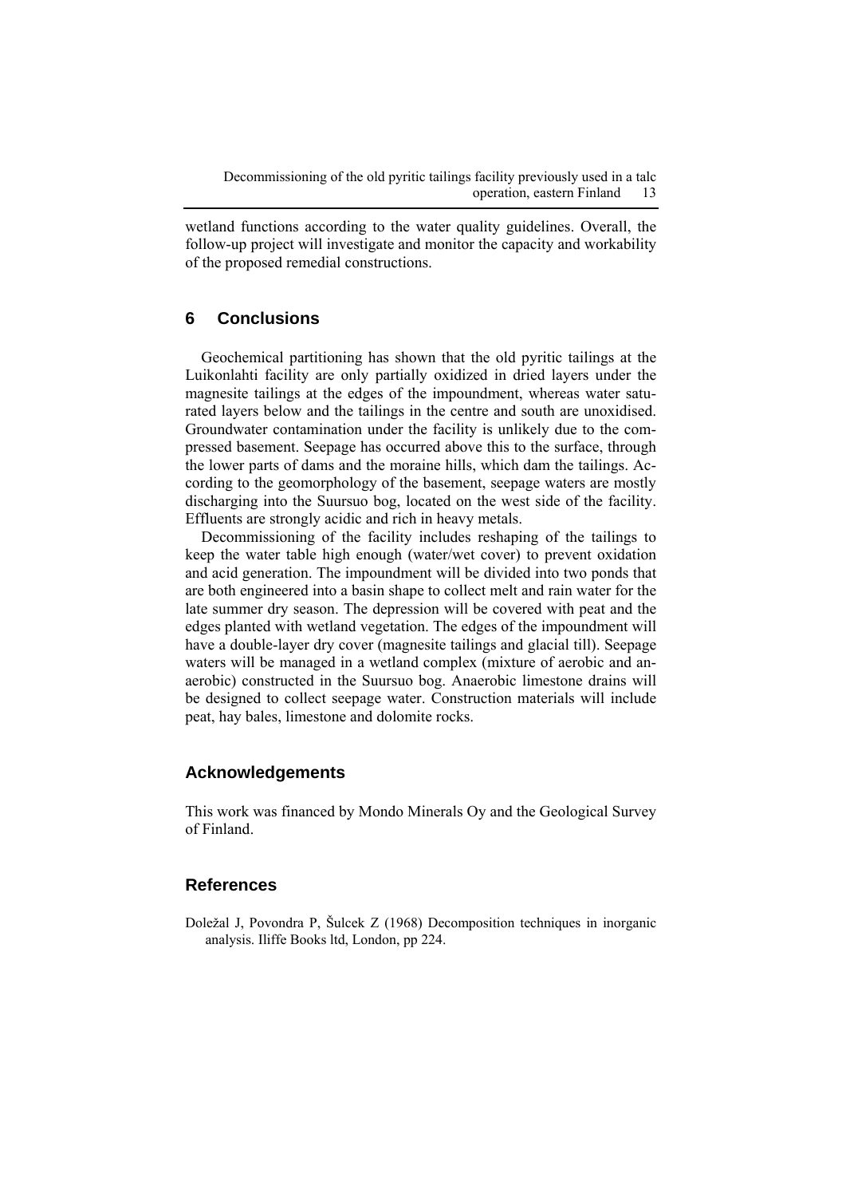wetland functions according to the water quality guidelines. Overall, the follow-up project will investigate and monitor the capacity and workability of the proposed remedial constructions.

## 6 Conclusions

Geochemical partitioning has shown that the old pyritic tailings at the Luikonlahti facility are only partially oxidized in dried layers under the magnesite tailings at the edges of the impoundment, whereas water saturated layers below and the tailings in the centre and south are unoxidised. Groundwater contamination under the facility is unlikely due to the compressed basement. Seepage has occurred above this to the surface, through the lower parts of dams and the moraine hills, which dam the tailings. According to the geomorphology of the basement, seepage waters are mostly discharging into the Suursuo bog, located on the west side of the facility. Effluents are strongly acidic and rich in heavy metals.

Decommissioning of the facility includes reshaping of the tailings to keep the water table high enough (water/wet cover) to prevent oxidation and acid generation. The impoundment will be divided into two ponds that are both engineered into a basin shape to collect melt and rain water for the late summer dry season. The depression will be covered with peat and the edges planted with wetland vegetation. The edges of the impoundment will have a double-layer dry cover (magnesite tailings and glacial till). Seepage waters will be managed in a wetland complex (mixture of aerobic and anaerobic) constructed in the Suursuo bog. Anaerobic limestone drains will be designed to collect seepage water. Construction materials will include peat, hay bales, limestone and dolomite rocks.

## Acknowledgements

This work was financed by Mondo Minerals Oy and the Geological Survey of Finland.

## References

Doležal J, Povondra P, Šulcek Z (1968) Decomposition techniques in inorganic analysis. Iliffe Books ltd, London, pp 224.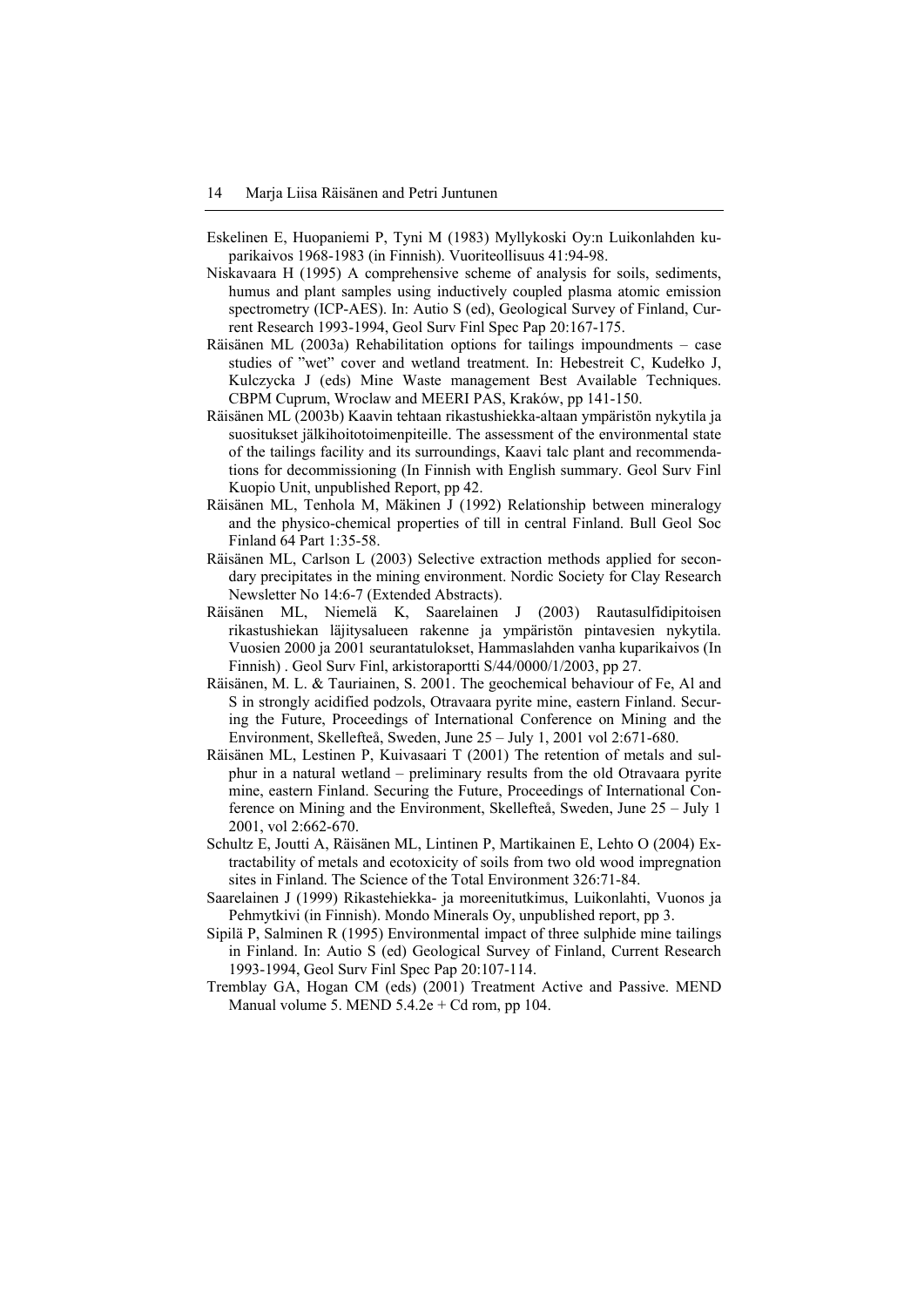Eskelinen E, Huopaniemi P, Tyni M (1983) Myllykoski Oy:n Luikonlahden kuparikaivos 1968-1983 (in Finnish). Vuoriteollisuus 41:94-98.

Niskavaara H (1995) A comprehensive scheme of analysis for soils, sediments, humus and plant samples using inductively coupled plasma atomic emission spectrometry (ICP-AES). In: Autio S (ed), Geological Survey of Finland, Current Research 1993-1994, Geol Surv Finl Spec Pap 20:167-175.

Räisänen ML (2003a) Rehabilitation options for tailings impoundments – case studies of "wet" cover and wetland treatment. In: Hebestreit C, Kudełko J, Kulczycka J (eds) Mine Waste management Best Available Techniques. CBPM Cuprum, Wroclaw and MEERI PAS, Kraków, pp 141-150.

Räisänen ML (2003b) Kaavin tehtaan rikastushiekka-altaan ympäristön nykytila ja suositukset jälkihoitotoimenpiteille. The assessment of the environmental state of the tailings facility and its surroundings, Kaavi talc plant and recommendations for decommissioning (In Finnish with English summary. Geol Surv Finl Kuopio Unit, unpublished Report, pp 42.

Räisänen ML, Tenhola M, Mäkinen J (1992) Relationship between mineralogy and the physico-chemical properties of till in central Finland. Bull Geol Soc Finland 64 Part 1:35-58.

Räisänen ML, Carlson L (2003) Selective extraction methods applied for secondary precipitates in the mining environment. Nordic Society for Clay Research Newsletter No 14:6-7 (Extended Abstracts).

Räisänen ML, Niemelä K, Saarelainen J (2003) Rautasulfidipitoisen rikastushiekan läjitysalueen rakenne ja ympäristön pintavesien nykytila. Vuosien 2000 ja 2001 seurantatulokset, Hammaslahden vanha kuparikaivos (In Finnish) . Geol Surv Finl, arkistoraportti S/44/0000/1/2003, pp 27.

Räisänen, M. L. & Tauriainen, S. 2001. The geochemical behaviour of Fe, Al and S in strongly acidified podzols, Otravaara pyrite mine, eastern Finland. Securing the Future, Proceedings of International Conference on Mining and the Environment, Skellefteå, Sweden, June 25 – July 1, 2001 vol 2:671-680.

Räisänen ML, Lestinen P, Kuivasaari T (2001) The retention of metals and sulphur in a natural wetland – preliminary results from the old Otravaara pyrite mine, eastern Finland. Securing the Future, Proceedings of International Conference on Mining and the Environment, Skellefteå, Sweden, June 25 – July 1 2001, vol 2:662-670.

Schultz E, Joutti A, Räisänen ML, Lintinen P, Martikainen E, Lehto O (2004) Extractability of metals and ecotoxicity of soils from two old wood impregnation sites in Finland. The Science of the Total Environment 326:71-84.

Saarelainen J (1999) Rikastehiekka- ja moreenitutkimus, Luikonlahti, Vuonos ja Pehmytkivi (in Finnish). Mondo Minerals Oy, unpublished report, pp 3.

Sipilä P, Salminen R (1995) Environmental impact of three sulphide mine tailings in Finland. In: Autio S (ed) Geological Survey of Finland, Current Research 1993-1994, Geol Surv Finl Spec Pap 20:107-114.

Tremblay GA, Hogan CM (eds) (2001) Treatment Active and Passive. MEND Manual volume 5. MEND 5.4.2e + Cd rom, pp 104.